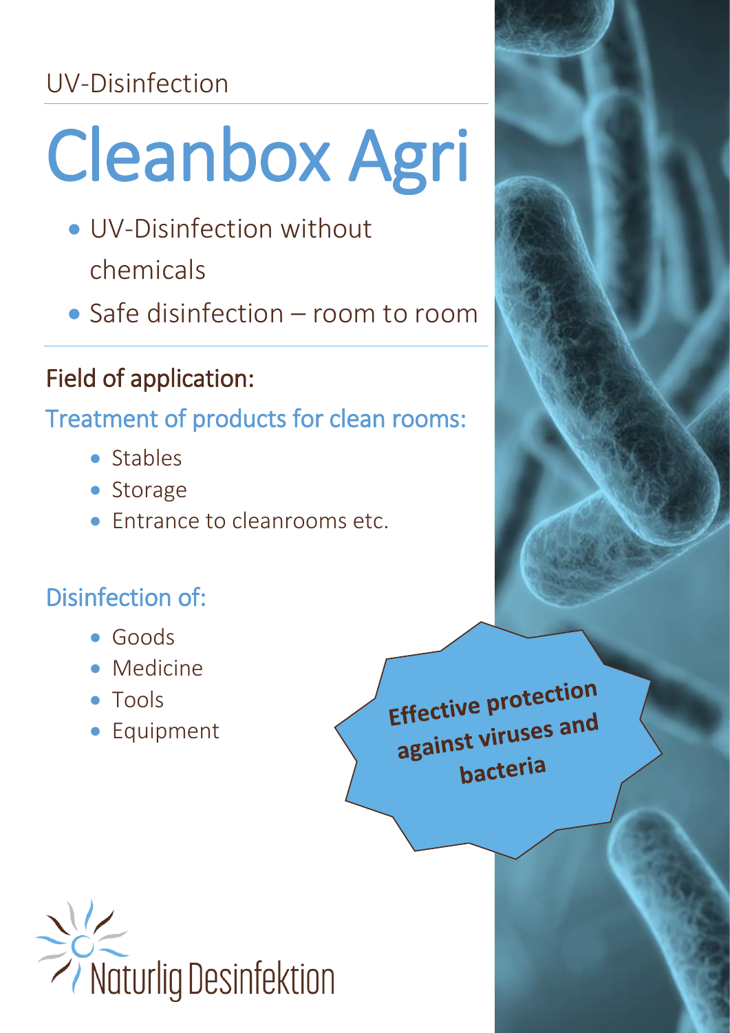UV-Disinfection

# Cleanbox Agri

- UV-Disinfection without chemicals
- Safe disinfection – room to room

## Field of application:

### Treatment of products for clean rooms:

- Stables
- Storage
- Entrance to cleanrooms etc.

### Disinfection of:

- Goods
- Medicine
- Tools
- Equipment

**Effective protection against viruses and bacteria**

Naturlig Desinfektion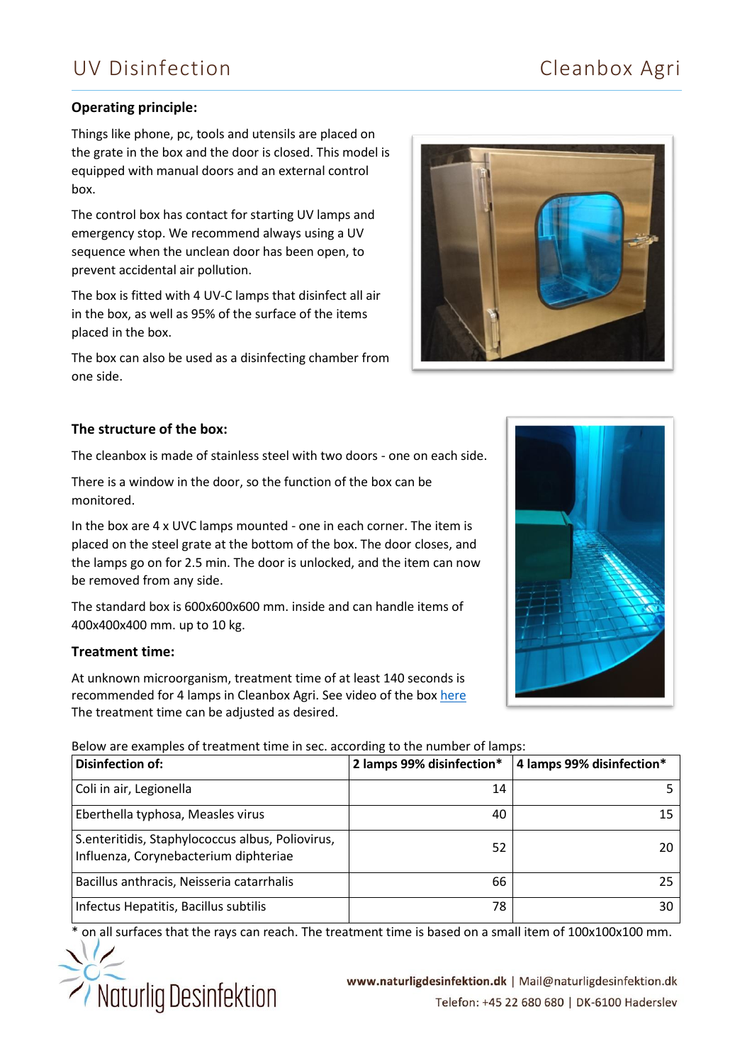# UV Disinfection

## Cleanbox Agri

**Operating principle:**

Things like phone, pc, tools and utensils are placed on the grate in the box and the door is closed. This model is equipped with manual doors and an external control box.

The control box has contact for starting UV lamps and emergency stop. We recommend always using a UV sequence when the unclean door has been open, to prevent accidental air pollution.

The box is fitted with 4 UV-C lamps that disinfect all air in the box, as well as 95% of the surface of the items placed in the box.

The box can also be used as a disinfecting chamber from one side.

**The structure of the box:**

The cleanbox is made of stainless steel with two doors - one on each side.

There is a window in the door, so the function of the box can be monitored.

In the box are 4 x UVC lamps mounted - one in each corner. The item is placed on the steel grate at the bottom of the box. The door closes, and the lamps go on for 2.5 min. The door is unlocked, and the item can now be removed from any side.

The standard box is 600x600x600 mm. inside and can handle items of 400x400x400 mm. up to 10 kg.

**Treatment time:**

At unknown microorganism, treatment time of at least 140 seconds is recommended for 4 lamps in Cleanbox Agri. See video of the box here
The treatment time can be adjusted as desired.

Below are examples of treatment time in sec. according to the number of lamps:

| Disinfection of: | 2 lamps 99% disinfection* | 4 lamps 99% disinfection* |
|---|---|---|
| Coli in air, Legionella | 14 | 5 |
| Eberthella typhosa, Measles virus | 40 | 15 |
| S.enteritidis, Staphylococcus albus, Poliovirus, Influenza, Corynebacterium diphteriae | 52 | 20 |
| Bacillus anthracis, Neisseria catarrhalis | 66 | 25 |
| Infectus Hepatitis, Bacillus subtilis | 78 | 30 |

* on all surfaces that the rays can reach. The treatment time is based on a small item of 100x100x100 mm.

Naturlig Desinfektion

www.naturligdesinfektion.dk | Mail@naturligdesinfektion.dk
Telefon: +45 22 680 680 | DK-6100 Haderslev